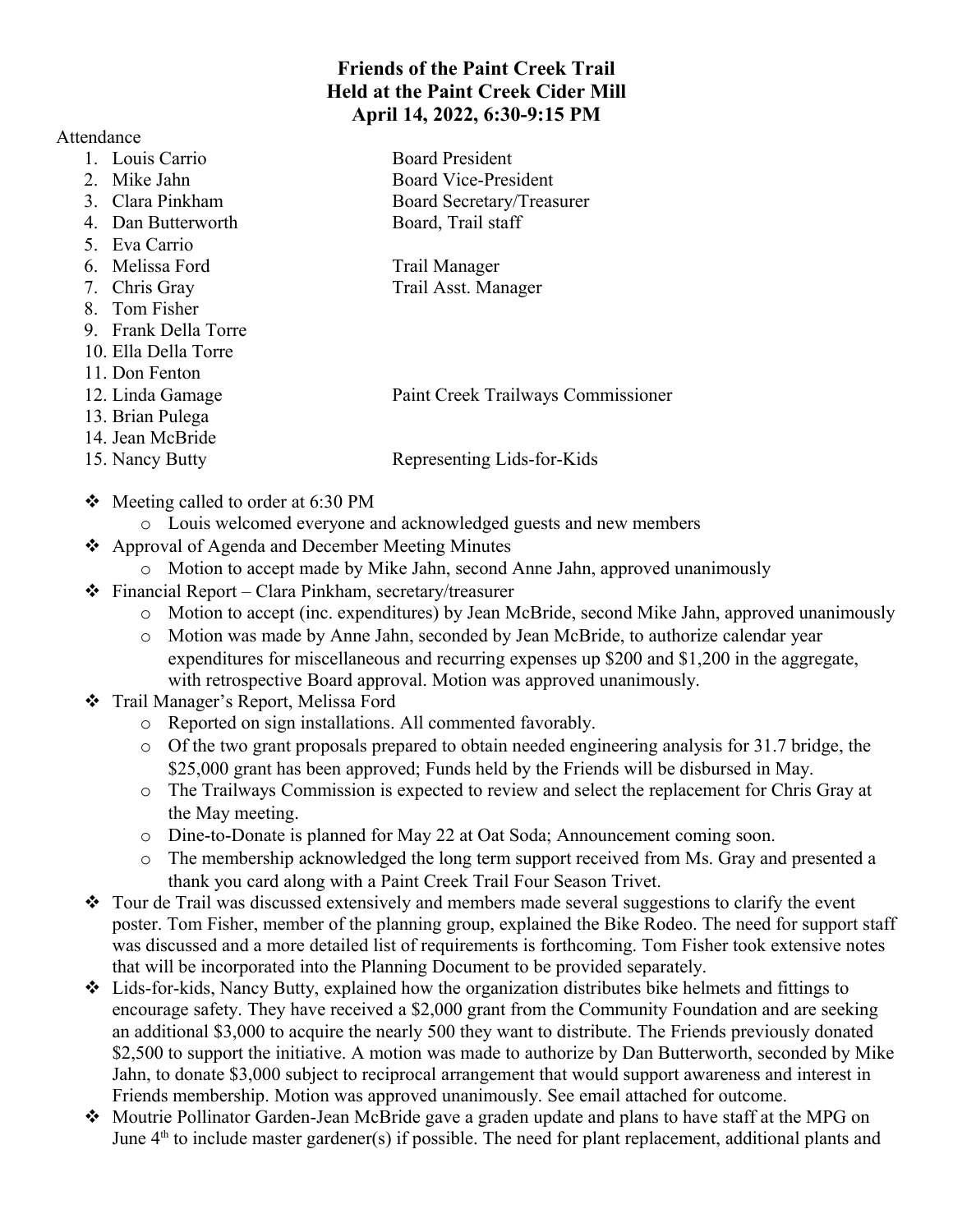**Friends of the Paint Creek Trail**
**Held at the Paint Creek Cider Mill**
**April 14, 2022, 6:30-9:15 PM**

Attendance

| | |
|---|---|
| 1. Louis Carrio | Board President |
| 2. Mike Jahn | Board Vice-President |
| 3. Clara Pinkham | Board Secretary/Treasurer |
| 4. Dan Butterworth | Board, Trail staff |
| 5. Eva Carrio | |
| 6. Melissa Ford | Trail Manager |
| 7. Chris Gray | Trail Asst. Manager |
| 8. Tom Fisher | |
| 9. Frank Della Torre | |
| 10. Ella Della Torre | |
| 11. Don Fenton | |
| 12. Linda Gamage | Paint Creek Trailways Commissioner |
| 13. Brian Pulega | |
| 14. Jean McBride | |
| 15. Nancy Butty | Representing Lids-for-Kids |

- Meeting called to order at 6:30 PM
  - Louis welcomed everyone and acknowledged guests and new members
- Approval of Agenda and December Meeting Minutes
  - Motion to accept made by Mike Jahn, second Anne Jahn, approved unanimously
- Financial Report – Clara Pinkham, secretary/treasurer
  - Motion to accept (inc. expenditures) by Jean McBride, second Mike Jahn, approved unanimously
  - Motion was made by Anne Jahn, seconded by Jean McBride, to authorize calendar year expenditures for miscellaneous and recurring expenses up $200 and $1,200 in the aggregate, with retrospective Board approval. Motion was approved unanimously.
- Trail Manager's Report, Melissa Ford
  - Reported on sign installations. All commented favorably.
  - Of the two grant proposals prepared to obtain needed engineering analysis for 31.7 bridge, the $25,000 grant has been approved; Funds held by the Friends will be disbursed in May.
  - The Trailways Commission is expected to review and select the replacement for Chris Gray at the May meeting.
  - Dine-to-Donate is planned for May 22 at Oat Soda; Announcement coming soon.
  - The membership acknowledged the long term support received from Ms. Gray and presented a thank you card along with a Paint Creek Trail Four Season Trivet.
- Tour de Trail was discussed extensively and members made several suggestions to clarify the event poster. Tom Fisher, member of the planning group, explained the Bike Rodeo. The need for support staff was discussed and a more detailed list of requirements is forthcoming. Tom Fisher took extensive notes that will be incorporated into the Planning Document to be provided separately.
- Lids-for-kids, Nancy Butty, explained how the organization distributes bike helmets and fittings to encourage safety. They have received a $2,000 grant from the Community Foundation and are seeking an additional $3,000 to acquire the nearly 500 they want to distribute. The Friends previously donated $2,500 to support the initiative. A motion was made to authorize by Dan Butterworth, seconded by Mike Jahn, to donate $3,000 subject to reciprocal arrangement that would support awareness and interest in Friends membership. Motion was approved unanimously. See email attached for outcome.
- Moutrie Pollinator Garden-Jean McBride gave a graden update and plans to have staff at the MPG on June 4th to include master gardener(s) if possible. The need for plant replacement, additional plants and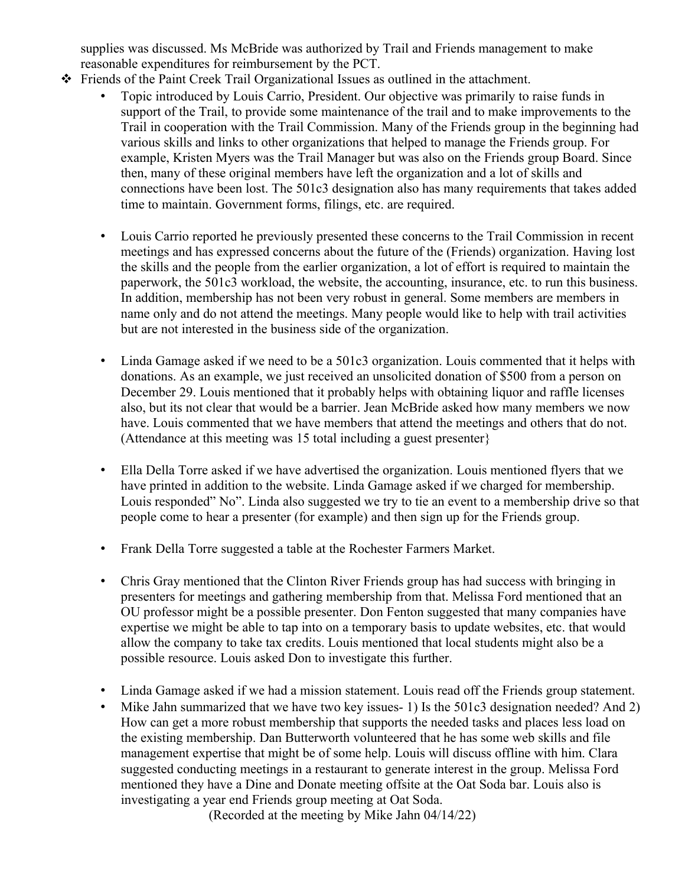supplies was discussed. Ms McBride was authorized by Trail and Friends management to make reasonable expenditures for reimbursement by the PCT.

- Friends of the Paint Creek Trail Organizational Issues as outlined in the attachment.
  - Topic introduced by Louis Carrio, President. Our objective was primarily to raise funds in support of the Trail, to provide some maintenance of the trail and to make improvements to the Trail in cooperation with the Trail Commission. Many of the Friends group in the beginning had various skills and links to other organizations that helped to manage the Friends group. For example, Kristen Myers was the Trail Manager but was also on the Friends group Board. Since then, many of these original members have left the organization and a lot of skills and connections have been lost. The 501c3 designation also has many requirements that takes added time to maintain. Government forms, filings, etc. are required.

  - Louis Carrio reported he previously presented these concerns to the Trail Commission in recent meetings and has expressed concerns about the future of the (Friends) organization. Having lost the skills and the people from the earlier organization, a lot of effort is required to maintain the paperwork, the 501c3 workload, the website, the accounting, insurance, etc. to run this business. In addition, membership has not been very robust in general. Some members are members in name only and do not attend the meetings. Many people would like to help with trail activities but are not interested in the business side of the organization.

  - Linda Gamage asked if we need to be a 501c3 organization. Louis commented that it helps with donations. As an example, we just received an unsolicited donation of $500 from a person on December 29. Louis mentioned that it probably helps with obtaining liquor and raffle licenses also, but its not clear that would be a barrier. Jean McBride asked how many members we now have. Louis commented that we have members that attend the meetings and others that do not. (Attendance at this meeting was 15 total including a guest presenter}

  - Ella Della Torre asked if we have advertised the organization. Louis mentioned flyers that we have printed in addition to the website. Linda Gamage asked if we charged for membership. Louis responded" No". Linda also suggested we try to tie an event to a membership drive so that people come to hear a presenter (for example) and then sign up for the Friends group.

  - Frank Della Torre suggested a table at the Rochester Farmers Market.

  - Chris Gray mentioned that the Clinton River Friends group has had success with bringing in presenters for meetings and gathering membership from that. Melissa Ford mentioned that an OU professor might be a possible presenter. Don Fenton suggested that many companies have expertise we might be able to tap into on a temporary basis to update websites, etc. that would allow the company to take tax credits. Louis mentioned that local students might also be a possible resource. Louis asked Don to investigate this further.

  - Linda Gamage asked if we had a mission statement. Louis read off the Friends group statement.
  - Mike Jahn summarized that we have two key issues- 1) Is the 501c3 designation needed? And 2) How can get a more robust membership that supports the needed tasks and places less load on the existing membership. Dan Butterworth volunteered that he has some web skills and file management expertise that might be of some help. Louis will discuss offline with him. Clara suggested conducting meetings in a restaurant to generate interest in the group. Melissa Ford mentioned they have a Dine and Donate meeting offsite at the Oat Soda bar. Louis also is investigating a year end Friends group meeting at Oat Soda.

(Recorded at the meeting by Mike Jahn 04/14/22)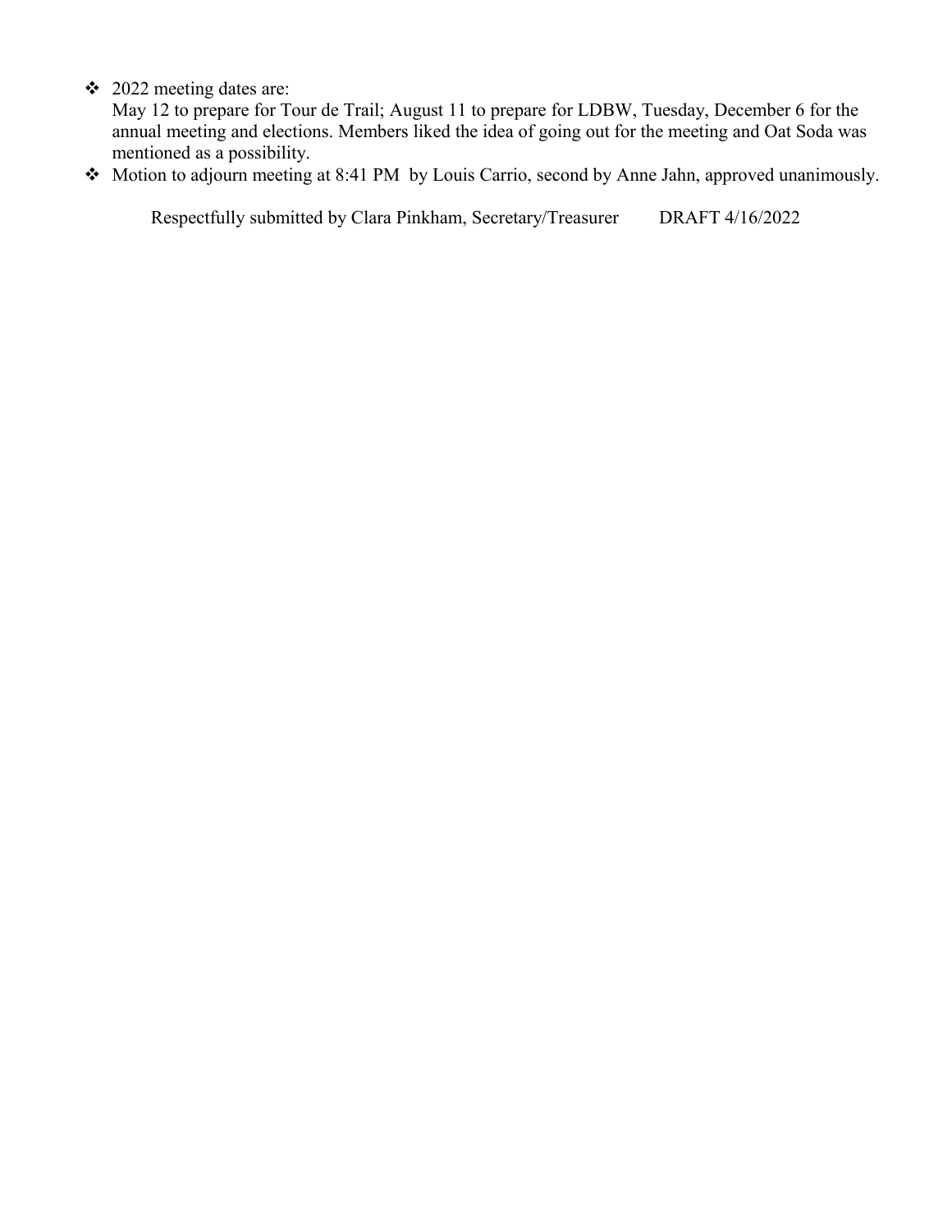- 2022 meeting dates are:
  May 12 to prepare for Tour de Trail; August 11 to prepare for LDBW, Tuesday, December 6 for the annual meeting and elections. Members liked the idea of going out for the meeting and Oat Soda was mentioned as a possibility.
- Motion to adjourn meeting at 8:41 PM by Louis Carrio, second by Anne Jahn, approved unanimously.

Respectfully submitted by Clara Pinkham, Secretary/Treasurer DRAFT 4/16/2022